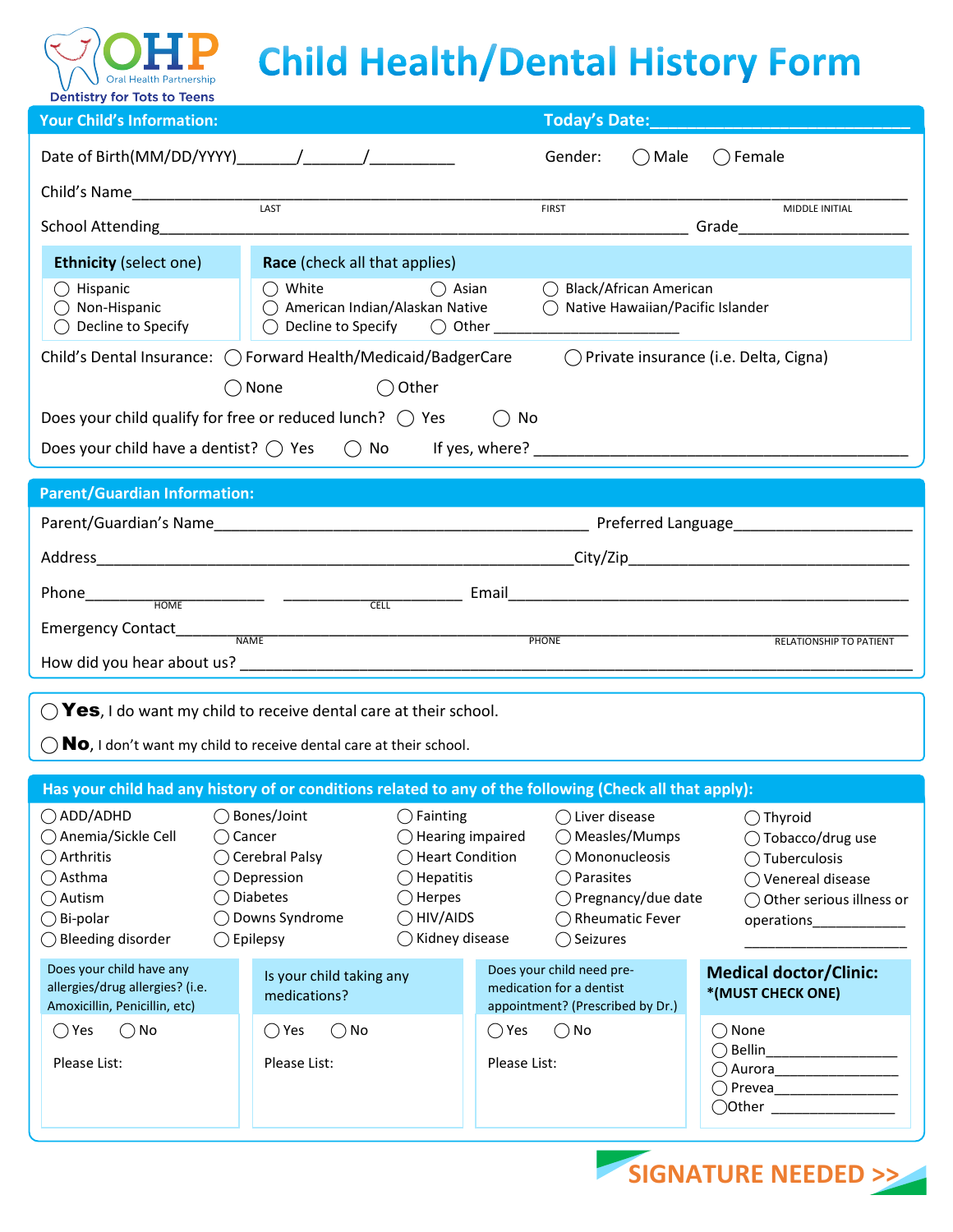OHP Oral Health Partnership
Dentistry for Tots to Teens

# Child Health/Dental History Form

## Your Child's Information:

Today's Date:___________________________

Date of Birth(MM/DD/YYYY)_______/_______/_________ Gender: ◯ Male ◯ Female

Child's Name_______________________________________________________________________________
LAST FIRST MIDDLE INITIAL

School Attending_________________________________________________________ Grade__________________

**Ethnicity** (select one)
- ◯ Hispanic
- ◯ Non-Hispanic
- ◯ Decline to Specify

**Race** (check all that applies)
- ◯ White
- ◯ Asian
- ◯ Black/African American
- ◯ American Indian/Alaskan Native
- ◯ Native Hawaiian/Pacific Islander
- ◯ Decline to Specify
- ◯ Other ______________________

Child's Dental Insurance: ◯ Forward Health/Medicaid/BadgerCare ◯ Private insurance (i.e. Delta, Cigna) ◯ None ◯ Other

Does your child qualify for free or reduced lunch? ◯ Yes ◯ No

Does your child have a dentist? ◯ Yes ◯ No If yes, where? ________________________________________

## Parent/Guardian Information:

Parent/Guardian's Name_________________________________________ Preferred Language____________________

Address____________________________________________________City/Zip_______________________________

Phone____________________ ____________________ Email__________________________________________
HOME CELL

Emergency Contact___________________________________________________________________________
NAME PHONE RELATIONSHIP TO PATIENT

How did you hear about us? __________________________________________________________________

◯ **Yes**, I do want my child to receive dental care at their school.

◯ **No**, I don't want my child to receive dental care at their school.

## Has your child had any history of or conditions related to any of the following (Check all that apply):

- ◯ ADD/ADHD
- ◯ Anemia/Sickle Cell
- ◯ Arthritis
- ◯ Asthma
- ◯ Autism
- ◯ Bi-polar
- ◯ Bleeding disorder
- ◯ Bones/Joint
- ◯ Cancer
- ◯ Cerebral Palsy
- ◯ Depression
- ◯ Diabetes
- ◯ Downs Syndrome
- ◯ Epilepsy
- ◯ Fainting
- ◯ Hearing impaired
- ◯ Heart Condition
- ◯ Hepatitis
- ◯ Herpes
- ◯ HIV/AIDS
- ◯ Kidney disease
- ◯ Liver disease
- ◯ Measles/Mumps
- ◯ Mononucleosis
- ◯ Parasites
- ◯ Pregnancy/due date
- ◯ Rheumatic Fever
- ◯ Seizures
- ◯ Thyroid
- ◯ Tobacco/drug use
- ◯ Tuberculosis
- ◯ Venereal disease
- ◯ Other serious illness or operations___________ ___________________

Does your child have any allergies/drug allergies? (i.e. Amoxicillin, Penicillin, etc)
◯ Yes ◯ No
Please List:

Is your child taking any medications?
◯ Yes ◯ No
Please List:

Does your child need pre-medication for a dentist appointment? (Prescribed by Dr.)
◯ Yes ◯ No
Please List:

**Medical doctor/Clinic:**
***(MUST CHECK ONE)**
- ◯ None
- ◯ Bellin_______________
- ◯ Aurora_______________
- ◯ Prevea_______________
- ◯ Other _______________

SIGNATURE NEEDED >>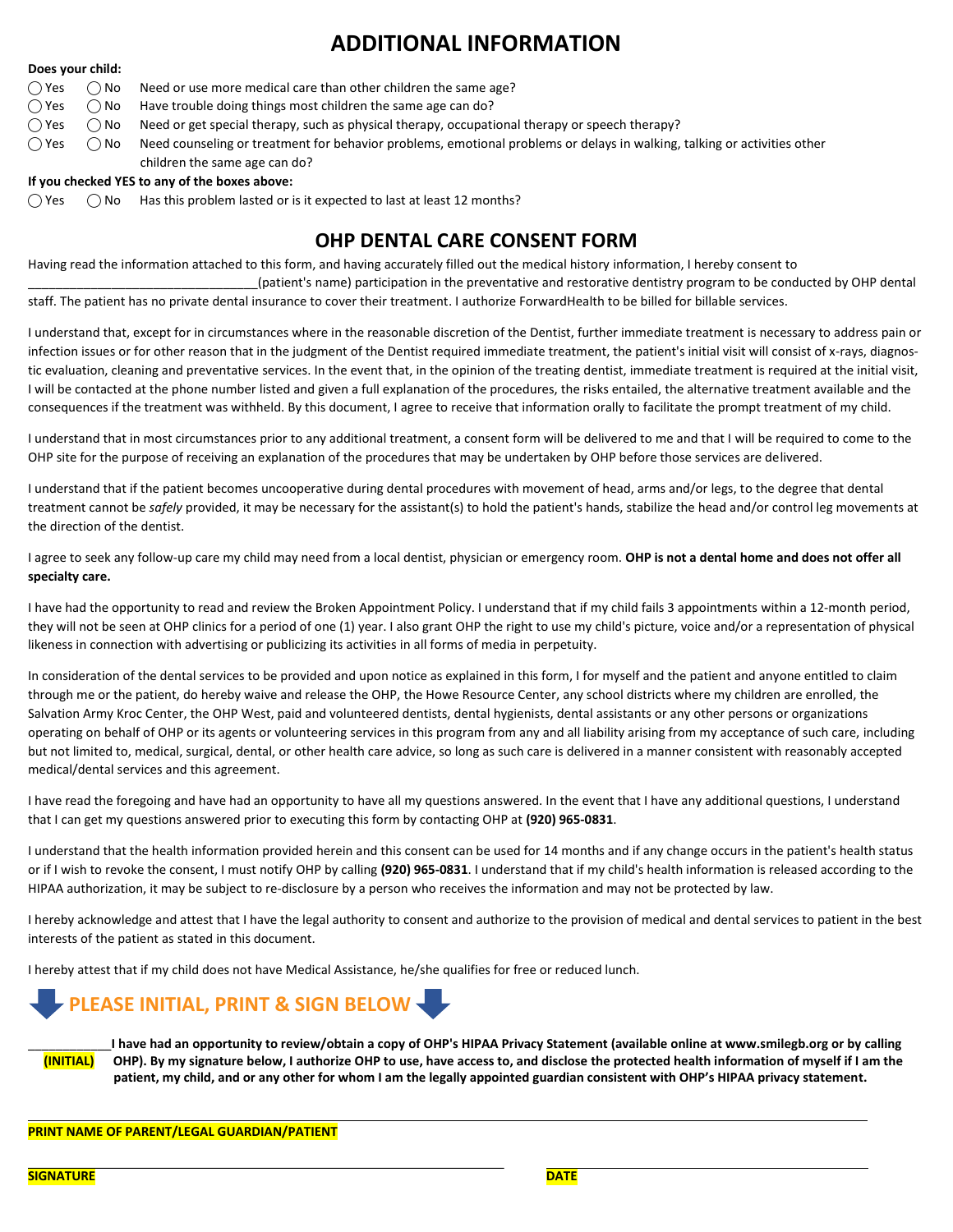# ADDITIONAL INFORMATION

**Does your child:**

◯ Yes ◯ No Need or use more medical care than other children the same age?

◯ Yes ◯ No Have trouble doing things most children the same age can do?

◯ Yes ◯ No Need or get special therapy, such as physical therapy, occupational therapy or speech therapy?

◯ Yes ◯ No Need counseling or treatment for behavior problems, emotional problems or delays in walking, talking or activities other children the same age can do?

**If you checked YES to any of the boxes above:**

◯ Yes ◯ No Has this problem lasted or is it expected to last at least 12 months?

# OHP DENTAL CARE CONSENT FORM

Having read the information attached to this form, and having accurately filled out the medical history information, I hereby consent to ________________________________(patient's name) participation in the preventative and restorative dentistry program to be conducted by OHP dental staff. The patient has no private dental insurance to cover their treatment. I authorize ForwardHealth to be billed for billable services.

I understand that, except for in circumstances where in the reasonable discretion of the Dentist, further immediate treatment is necessary to address pain or infection issues or for other reason that in the judgment of the Dentist required immediate treatment, the patient's initial visit will consist of x-rays, diagnostic evaluation, cleaning and preventative services. In the event that, in the opinion of the treating dentist, immediate treatment is required at the initial visit, I will be contacted at the phone number listed and given a full explanation of the procedures, the risks entailed, the alternative treatment available and the consequences if the treatment was withheld. By this document, I agree to receive that information orally to facilitate the prompt treatment of my child.

I understand that in most circumstances prior to any additional treatment, a consent form will be delivered to me and that I will be required to come to the OHP site for the purpose of receiving an explanation of the procedures that may be undertaken by OHP before those services are delivered.

I understand that if the patient becomes uncooperative during dental procedures with movement of head, arms and/or legs, to the degree that dental treatment cannot be *safely* provided, it may be necessary for the assistant(s) to hold the patient's hands, stabilize the head and/or control leg movements at the direction of the dentist.

I agree to seek any follow-up care my child may need from a local dentist, physician or emergency room. **OHP is not a dental home and does not offer all specialty care.**

I have had the opportunity to read and review the Broken Appointment Policy. I understand that if my child fails 3 appointments within a 12-month period, they will not be seen at OHP clinics for a period of one (1) year. I also grant OHP the right to use my child's picture, voice and/or a representation of physical likeness in connection with advertising or publicizing its activities in all forms of media in perpetuity.

In consideration of the dental services to be provided and upon notice as explained in this form, I for myself and the patient and anyone entitled to claim through me or the patient, do hereby waive and release the OHP, the Howe Resource Center, any school districts where my children are enrolled, the Salvation Army Kroc Center, the OHP West, paid and volunteered dentists, dental hygienists, dental assistants or any other persons or organizations operating on behalf of OHP or its agents or volunteering services in this program from any and all liability arising from my acceptance of such care, including but not limited to, medical, surgical, dental, or other health care advice, so long as such care is delivered in a manner consistent with reasonably accepted medical/dental services and this agreement.

I have read the foregoing and have had an opportunity to have all my questions answered. In the event that I have any additional questions, I understand that I can get my questions answered prior to executing this form by contacting OHP at **(920) 965-0831**.

I understand that the health information provided herein and this consent can be used for 14 months and if any change occurs in the patient's health status or if I wish to revoke the consent, I must notify OHP by calling **(920) 965-0831**. I understand that if my child's health information is released according to the HIPAA authorization, it may be subject to re-disclosure by a person who receives the information and may not be protected by law.

I hereby acknowledge and attest that I have the legal authority to consent and authorize to the provision of medical and dental services to patient in the best interests of the patient as stated in this document.

I hereby attest that if my child does not have Medical Assistance, he/she qualifies for free or reduced lunch.

## PLEASE INITIAL, PRINT & SIGN BELOW

____________ **(INITIAL)** **I have had an opportunity to review/obtain a copy of OHP's HIPAA Privacy Statement (available online at www.smilegb.org or by calling OHP). By my signature below, I authorize OHP to use, have access to, and disclose the protected health information of myself if I am the patient, my child, and or any other for whom I am the legally appointed guardian consistent with OHP's HIPAA privacy statement.**

______________________________________________
**PRINT NAME OF PARENT/LEGAL GUARDIAN/PATIENT**

______________________________________ ______________________
**SIGNATURE** **DATE**